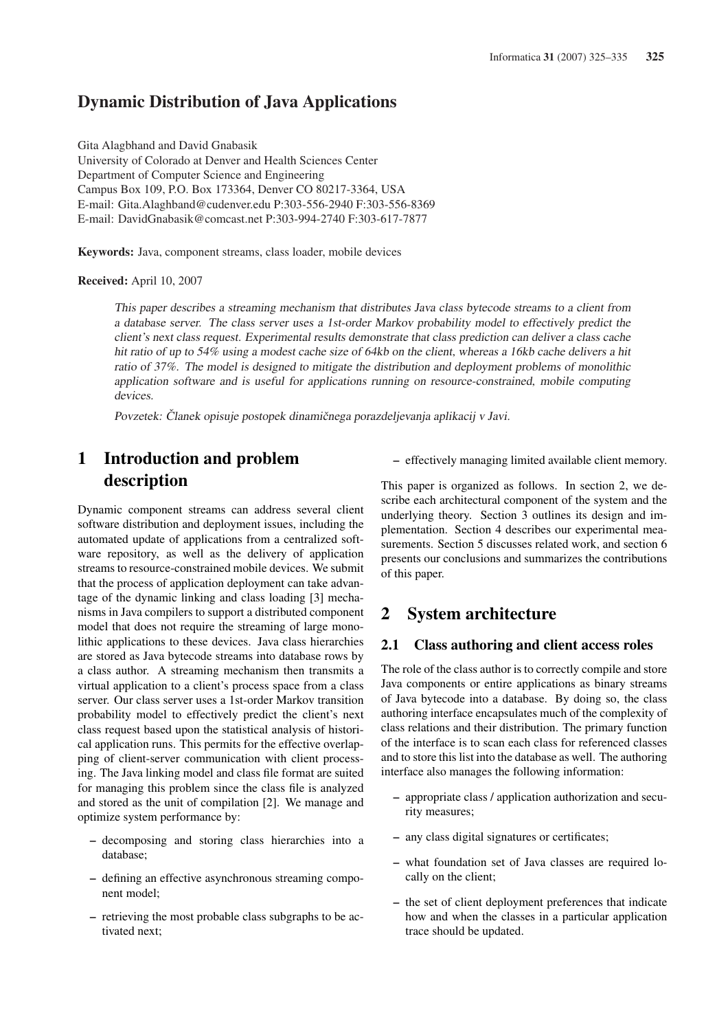# Dynamic Distribution of Java Applications

Gita Alagbhand and David Gnabasik
University of Colorado at Denver and Health Sciences Center
Department of Computer Science and Engineering
Campus Box 109, P.O. Box 173364, Denver CO 80217-3364, USA
E-mail: Gita.Alaghband@cudenver.edu P:303-556-2940 F:303-556-8369
E-mail: DavidGnabasik@comcast.net P:303-994-2740 F:303-617-7877

**Keywords:** Java, component streams, class loader, mobile devices

**Received:** April 10, 2007

*This paper describes a streaming mechanism that distributes Java class bytecode streams to a client from a database server. The class server uses a 1st-order Markov probability model to effectively predict the client's next class request. Experimental results demonstrate that class prediction can deliver a class cache hit ratio of up to 54% using a modest cache size of 64kb on the client, whereas a 16kb cache delivers a hit ratio of 37%. The model is designed to mitigate the distribution and deployment problems of monolithic application software and is useful for applications running on resource-constrained, mobile computing devices.*

*Povzetek: Članek opisuje postopek dinamičnega porazdeljevanja aplikacij v Javi.*

## 1 Introduction and problem description

Dynamic component streams can address several client software distribution and deployment issues, including the automated update of applications from a centralized software repository, as well as the delivery of application streams to resource-constrained mobile devices. We submit that the process of application deployment can take advantage of the dynamic linking and class loading [3] mechanisms in Java compilers to support a distributed component model that does not require the streaming of large monolithic applications to these devices. Java class hierarchies are stored as Java bytecode streams into database rows by a class author. A streaming mechanism then transmits a virtual application to a client's process space from a class server. Our class server uses a 1st-order Markov transition probability model to effectively predict the client's next class request based upon the statistical analysis of historical application runs. This permits for the effective overlapping of client-server communication with client processing. The Java linking model and class file format are suited for managing this problem since the class file is analyzed and stored as the unit of compilation [2]. We manage and optimize system performance by:

- decomposing and storing class hierarchies into a database;
- defining an effective asynchronous streaming component model;
- retrieving the most probable class subgraphs to be activated next;
- effectively managing limited available client memory.

This paper is organized as follows. In section 2, we describe each architectural component of the system and the underlying theory. Section 3 outlines its design and implementation. Section 4 describes our experimental measurements. Section 5 discusses related work, and section 6 presents our conclusions and summarizes the contributions of this paper.

## 2 System architecture

### 2.1 Class authoring and client access roles

The role of the class author is to correctly compile and store Java components or entire applications as binary streams of Java bytecode into a database. By doing so, the class authoring interface encapsulates much of the complexity of class relations and their distribution. The primary function of the interface is to scan each class for referenced classes and to store this list into the database as well. The authoring interface also manages the following information:

- appropriate class / application authorization and security measures;
- any class digital signatures or certificates;
- what foundation set of Java classes are required locally on the client;
- the set of client deployment preferences that indicate how and when the classes in a particular application trace should be updated.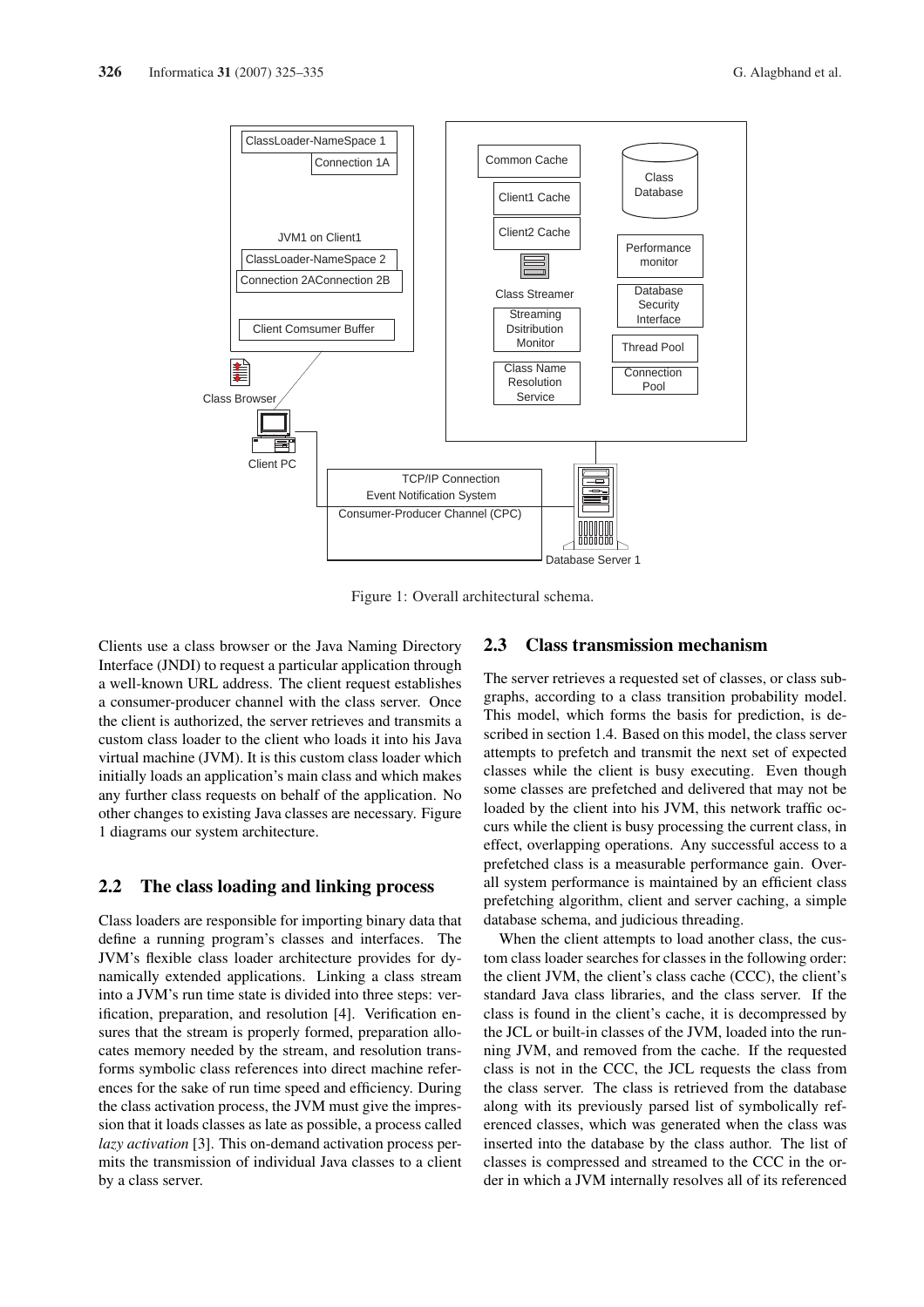Figure 1: Overall architectural schema.

Clients use a class browser or the Java Naming Directory Interface (JNDI) to request a particular application through a well-known URL address. The client request establishes a consumer-producer channel with the class server. Once the client is authorized, the server retrieves and transmits a custom class loader to the client who loads it into his Java virtual machine (JVM). It is this custom class loader which initially loads an application's main class and which makes any further class requests on behalf of the application. No other changes to existing Java classes are necessary. Figure 1 diagrams our system architecture.

## 2.2 The class loading and linking process

Class loaders are responsible for importing binary data that define a running program's classes and interfaces. The JVM's flexible class loader architecture provides for dynamically extended applications. Linking a class stream into a JVM's run time state is divided into three steps: verification, preparation, and resolution [4]. Verification ensures that the stream is properly formed, preparation allocates memory needed by the stream, and resolution transforms symbolic class references into direct machine references for the sake of run time speed and efficiency. During the class activation process, the JVM must give the impression that it loads classes as late as possible, a process called *lazy activation* [3]. This on-demand activation process permits the transmission of individual Java classes to a client by a class server.

## 2.3 Class transmission mechanism

The server retrieves a requested set of classes, or class subgraphs, according to a class transition probability model. This model, which forms the basis for prediction, is described in section 1.4. Based on this model, the class server attempts to prefetch and transmit the next set of expected classes while the client is busy executing. Even though some classes are prefetched and delivered that may not be loaded by the client into his JVM, this network traffic occurs while the client is busy processing the current class, in effect, overlapping operations. Any successful access to a prefetched class is a measurable performance gain. Overall system performance is maintained by an efficient class prefetching algorithm, client and server caching, a simple database schema, and judicious threading.

When the client attempts to load another class, the custom class loader searches for classes in the following order: the client JVM, the client's class cache (CCC), the client's standard Java class libraries, and the class server. If the class is found in the client's cache, it is decompressed by the JCL or built-in classes of the JVM, loaded into the running JVM, and removed from the cache. If the requested class is not in the CCC, the JCL requests the class from the class server. The class is retrieved from the database along with its previously parsed list of symbolically referenced classes, which was generated when the class was inserted into the database by the class author. The list of classes is compressed and streamed to the CCC in the order in which a JVM internally resolves all of its referenced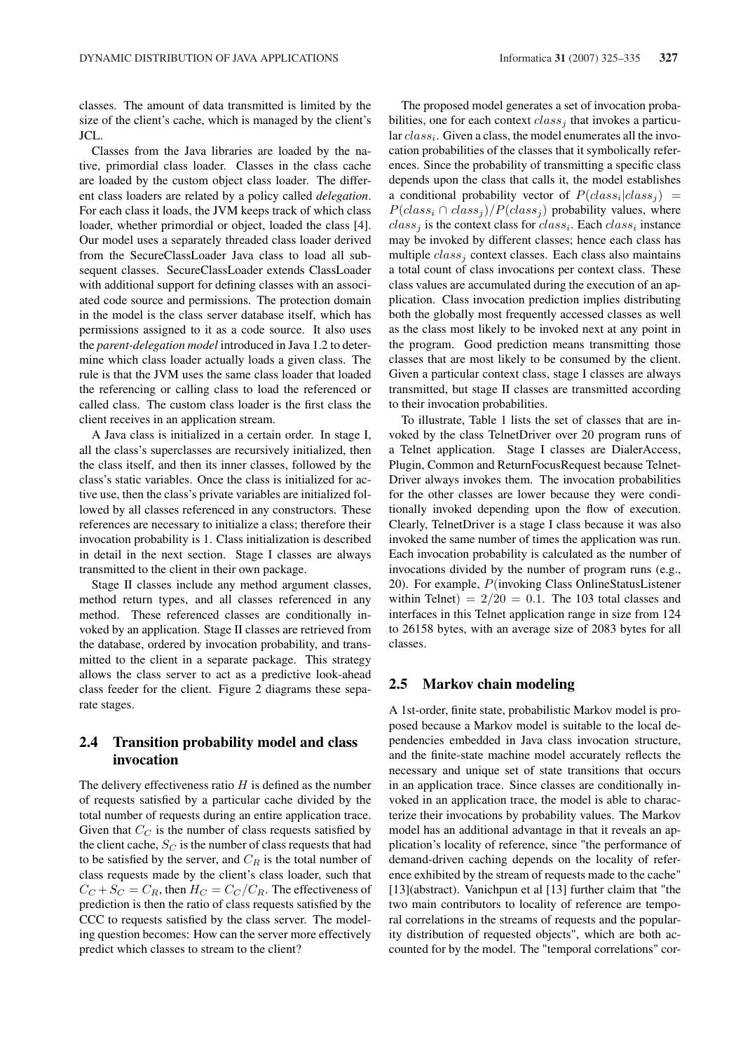classes. The amount of data transmitted is limited by the size of the client's cache, which is managed by the client's JCL.

Classes from the Java libraries are loaded by the native, primordial class loader. Classes in the class cache are loaded by the custom object class loader. The different class loaders are related by a policy called *delegation*. For each class it loads, the JVM keeps track of which class loader, whether primordial or object, loaded the class [4]. Our model uses a separately threaded class loader derived from the SecureClassLoader Java class to load all subsequent classes. SecureClassLoader extends ClassLoader with additional support for defining classes with an associated code source and permissions. The protection domain in the model is the class server database itself, which has permissions assigned to it as a code source. It also uses the *parent-delegation model* introduced in Java 1.2 to determine which class loader actually loads a given class. The rule is that the JVM uses the same class loader that loaded the referencing or calling class to load the referenced or called class. The custom class loader is the first class the client receives in an application stream.

A Java class is initialized in a certain order. In stage I, all the class's superclasses are recursively initialized, then the class itself, and then its inner classes, followed by the class's static variables. Once the class is initialized for active use, then the class's private variables are initialized followed by all classes referenced in any constructors. These references are necessary to initialize a class; therefore their invocation probability is 1. Class initialization is described in detail in the next section. Stage I classes are always transmitted to the client in their own package.

Stage II classes include any method argument classes, method return types, and all classes referenced in any method. These referenced classes are conditionally invoked by an application. Stage II classes are retrieved from the database, ordered by invocation probability, and transmitted to the client in a separate package. This strategy allows the class server to act as a predictive look-ahead class feeder for the client. Figure 2 diagrams these separate stages.

## 2.4 Transition probability model and class invocation

The delivery effectiveness ratio $H$ is defined as the number of requests satisfied by a particular cache divided by the total number of requests during an entire application trace. Given that $C_C$ is the number of class requests satisfied by the client cache, $S_C$ is the number of class requests that had to be satisfied by the server, and $C_R$ is the total number of class requests made by the client's class loader, such that $C_C + S_C = C_R$, then $H_C = C_C/C_R$. The effectiveness of prediction is then the ratio of class requests satisfied by the CCC to requests satisfied by the class server. The modeling question becomes: How can the server more effectively predict which classes to stream to the client?

The proposed model generates a set of invocation probabilities, one for each context $class_j$ that invokes a particular $class_i$. Given a class, the model enumerates all the invocation probabilities of the classes that it symbolically references. Since the probability of transmitting a specific class depends upon the class that calls it, the model establishes a conditional probability vector of $P(class_i|class_j) = P(class_i \cap class_j)/P(class_j)$ probability values, where $class_j$ is the context class for $class_i$. Each $class_i$ instance may be invoked by different classes; hence each class has multiple $class_j$ context classes. Each class also maintains a total count of class invocations per context class. These class values are accumulated during the execution of an application. Class invocation prediction implies distributing both the globally most frequently accessed classes as well as the class most likely to be invoked next at any point in the program. Good prediction means transmitting those classes that are most likely to be consumed by the client. Given a particular context class, stage I classes are always transmitted, but stage II classes are transmitted according to their invocation probabilities.

To illustrate, Table 1 lists the set of classes that are invoked by the class TelnetDriver over 20 program runs of a Telnet application. Stage I classes are DialerAccess, Plugin, Common and ReturnFocusRequest because TelnetDriver always invokes them. The invocation probabilities for the other classes are lower because they were conditionally invoked depending upon the flow of execution. Clearly, TelnetDriver is a stage I class because it was also invoked the same number of times the application was run. Each invocation probability is calculated as the number of invocations divided by the number of program runs (e.g., 20). For example, $P$(invoking Class OnlineStatusListener within Telnet) $= 2/20 = 0.1$. The 103 total classes and interfaces in this Telnet application range in size from 124 to 26158 bytes, with an average size of 2083 bytes for all classes.

## 2.5 Markov chain modeling

A 1st-order, finite state, probabilistic Markov model is proposed because a Markov model is suitable to the local dependencies embedded in Java class invocation structure, and the finite-state machine model accurately reflects the necessary and unique set of state transitions that occurs in an application trace. Since classes are conditionally invoked in an application trace, the model is able to characterize their invocations by probability values. The Markov model has an additional advantage in that it reveals an application's locality of reference, since "the performance of demand-driven caching depends on the locality of reference exhibited by the stream of requests made to the cache" [13](abstract). Vanichpun et al [13] further claim that "the two main contributors to locality of reference are temporal correlations in the streams of requests and the popularity distribution of requested objects", which are both accounted for by the model. The "temporal correlations" cor-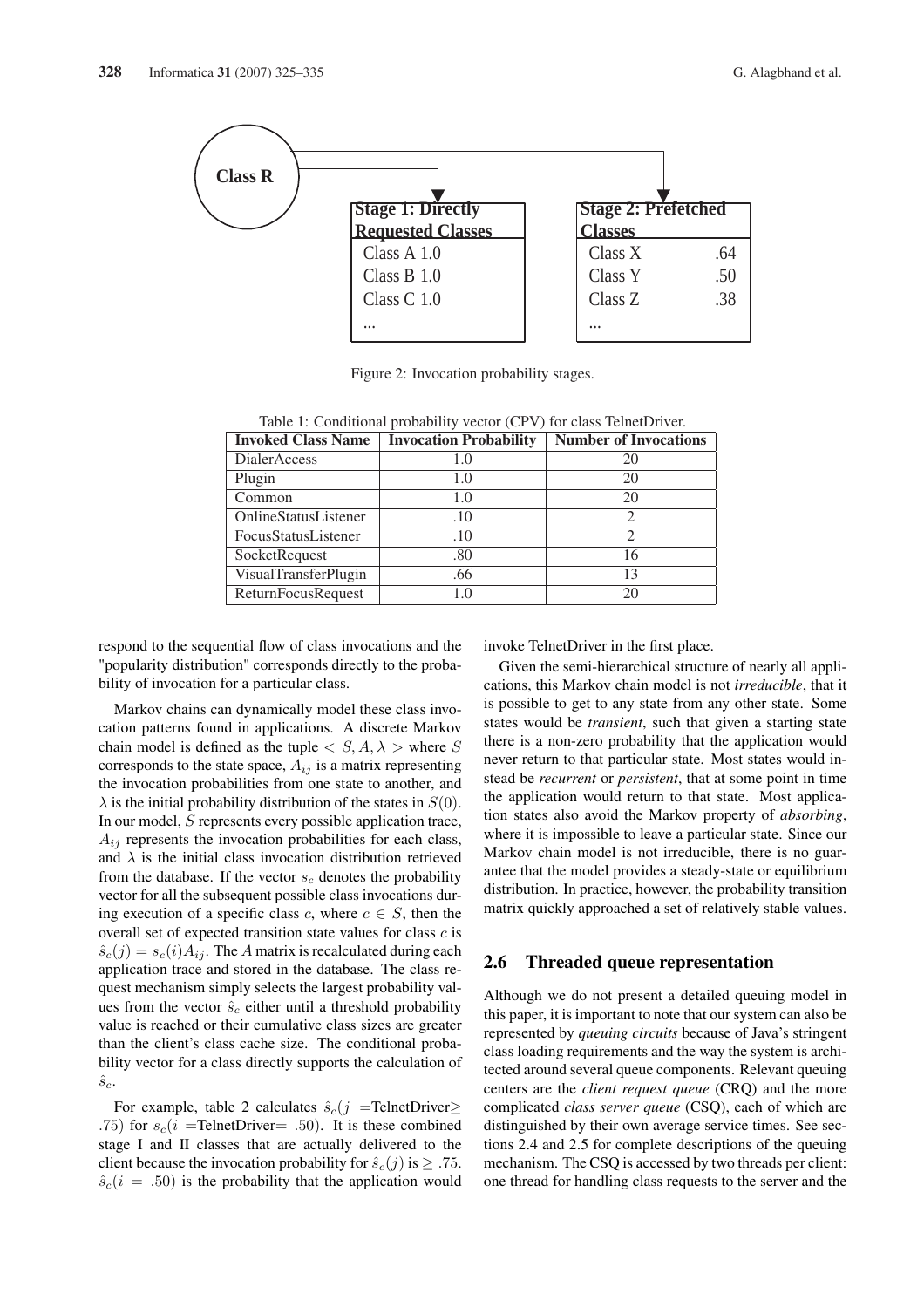Class R

| Stage 1: Directly Requested Classes |
|---|
| Class A 1.0 |
| Class B 1.0 |
| Class C 1.0 |
| ... |

| Stage 2: Prefetched Classes | |
|---|---|
| Class X | .64 |
| Class Y | .50 |
| Class Z | .38 |
| ... | |

Figure 2: Invocation probability stages.

Table 1: Conditional probability vector (CPV) for class TelnetDriver.

| Invoked Class Name | Invocation Probability | Number of Invocations |
|---|---|---|
| DialerAccess | 1.0 | 20 |
| Plugin | 1.0 | 20 |
| Common | 1.0 | 20 |
| OnlineStatusListener | .10 | 2 |
| FocusStatusListener | .10 | 2 |
| SocketRequest | .80 | 16 |
| VisualTransferPlugin | .66 | 13 |
| ReturnFocusRequest | 1.0 | 20 |

respond to the sequential flow of class invocations and the "popularity distribution" corresponds directly to the probability of invocation for a particular class.

Markov chains can dynamically model these class invocation patterns found in applications. A discrete Markov chain model is defined as the tuple $< S, A, \lambda >$ where $S$ corresponds to the state space, $A_{ij}$ is a matrix representing the invocation probabilities from one state to another, and $\lambda$ is the initial probability distribution of the states in $S(0)$. In our model, $S$ represents every possible application trace, $A_{ij}$ represents the invocation probabilities for each class, and $\lambda$ is the initial class invocation distribution retrieved from the database. If the vector $s_c$ denotes the probability vector for all the subsequent possible class invocations during execution of a specific class $c$, where $c \in S$, then the overall set of expected transition state values for class $c$ is $\hat{s}_c(j) = s_c(i)A_{ij}$. The $A$ matrix is recalculated during each application trace and stored in the database. The class request mechanism simply selects the largest probability values from the vector $\hat{s}_c$ either until a threshold probability value is reached or their cumulative class sizes are greater than the client's class cache size. The conditional probability vector for a class directly supports the calculation of $\hat{s}_c$.

For example, table 2 calculates $\hat{s}_c(j$ =TelnetDriver$\geq$ .75) for $s_c(i$ =TelnetDriver= .50). It is these combined stage I and II classes that are actually delivered to the client because the invocation probability for $\hat{s}_c(j)$ is $\geq .75$. $\hat{s}_c(i = .50)$ is the probability that the application would invoke TelnetDriver in the first place.

Given the semi-hierarchical structure of nearly all applications, this Markov chain model is not *irreducible*, that it is possible to get to any state from any other state. Some states would be *transient*, such that given a starting state there is a non-zero probability that the application would never return to that particular state. Most states would instead be *recurrent* or *persistent*, that at some point in time the application would return to that state. Most application states also avoid the Markov property of *absorbing*, where it is impossible to leave a particular state. Since our Markov chain model is not irreducible, there is no guarantee that the model provides a steady-state or equilibrium distribution. In practice, however, the probability transition matrix quickly approached a set of relatively stable values.

## 2.6 Threaded queue representation

Although we do not present a detailed queuing model in this paper, it is important to note that our system can also be represented by *queuing circuits* because of Java's stringent class loading requirements and the way the system is architected around several queue components. Relevant queuing centers are the *client request queue* (CRQ) and the more complicated *class server queue* (CSQ), each of which are distinguished by their own average service times. See sections 2.4 and 2.5 for complete descriptions of the queuing mechanism. The CSQ is accessed by two threads per client: one thread for handling class requests to the server and the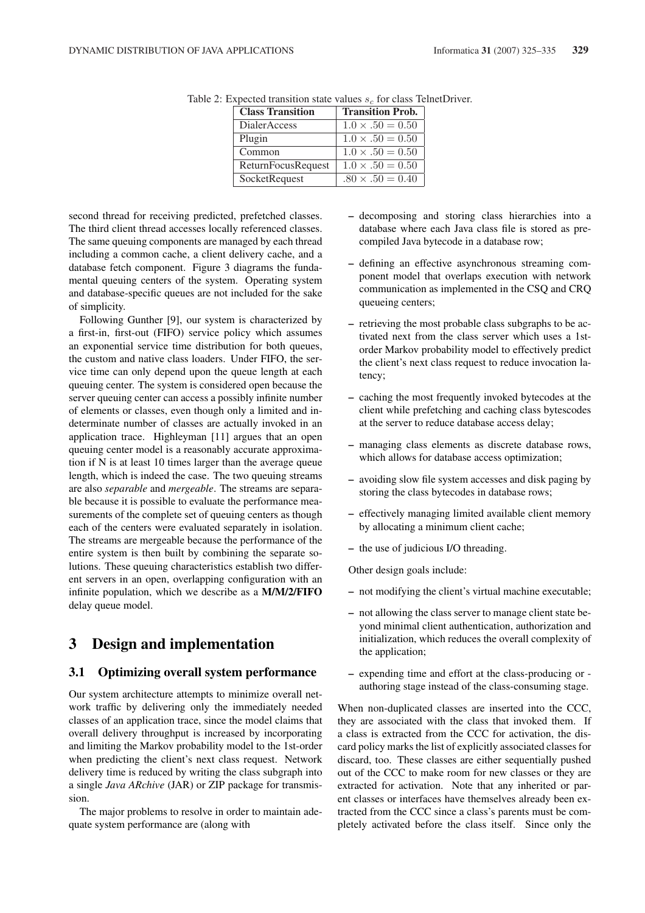Table 2: Expected transition state values $s_c$ for class TelnetDriver.

| Class Transition | Transition Prob. |
| --- | --- |
| DialerAccess | $1.0 \times .50 = 0.50$ |
| Plugin | $1.0 \times .50 = 0.50$ |
| Common | $1.0 \times .50 = 0.50$ |
| ReturnFocusRequest | $1.0 \times .50 = 0.50$ |
| SocketRequest | $.80 \times .50 = 0.40$ |

second thread for receiving predicted, prefetched classes. The third client thread accesses locally referenced classes. The same queuing components are managed by each thread including a common cache, a client delivery cache, and a database fetch component. Figure 3 diagrams the fundamental queuing centers of the system. Operating system and database-specific queues are not included for the sake of simplicity.

Following Gunther [9], our system is characterized by a first-in, first-out (FIFO) service policy which assumes an exponential service time distribution for both queues, the custom and native class loaders. Under FIFO, the service time can only depend upon the queue length at each queuing center. The system is considered open because the server queuing center can access a possibly infinite number of elements or classes, even though only a limited and indeterminate number of classes are actually invoked in an application trace. Highleyman [11] argues that an open queuing center model is a reasonably accurate approximation if N is at least 10 times larger than the average queue length, which is indeed the case. The two queuing streams are also *separable* and *mergeable*. The streams are separable because it is possible to evaluate the performance measurements of the complete set of queuing centers as though each of the centers were evaluated separately in isolation. The streams are mergeable because the performance of the entire system is then built by combining the separate solutions. These queuing characteristics establish two different servers in an open, overlapping configuration with an infinite population, which we describe as a **M/M/2/FIFO** delay queue model.

# 3 Design and implementation

## 3.1 Optimizing overall system performance

Our system architecture attempts to minimize overall network traffic by delivering only the immediately needed classes of an application trace, since the model claims that overall delivery throughput is increased by incorporating and limiting the Markov probability model to the 1st-order when predicting the client's next class request. Network delivery time is reduced by writing the class subgraph into a single *Java ARchive* (JAR) or ZIP package for transmission.

The major problems to resolve in order to maintain adequate system performance are (along with

– decomposing and storing class hierarchies into a database where each Java class file is stored as precompiled Java bytecode in a database row;

– defining an effective asynchronous streaming component model that overlaps execution with network communication as implemented in the CSQ and CRQ queueing centers;

– retrieving the most probable class subgraphs to be activated next from the class server which uses a 1st-order Markov probability model to effectively predict the client's next class request to reduce invocation latency;

– caching the most frequently invoked bytecodes at the client while prefetching and caching class bytescodes at the server to reduce database access delay;

– managing class elements as discrete database rows, which allows for database access optimization;

– avoiding slow file system accesses and disk paging by storing the class bytecodes in database rows;

– effectively managing limited available client memory by allocating a minimum client cache;

– the use of judicious I/O threading.

Other design goals include:

– not modifying the client's virtual machine executable;

– not allowing the class server to manage client state beyond minimal client authentication, authorization and initialization, which reduces the overall complexity of the application;

– expending time and effort at the class-producing or -authoring stage instead of the class-consuming stage.

When non-duplicated classes are inserted into the CCC, they are associated with the class that invoked them. If a class is extracted from the CCC for activation, the discard policy marks the list of explicitly associated classes for discard, too. These classes are either sequentially pushed out of the CCC to make room for new classes or they are extracted for activation. Note that any inherited or parent classes or interfaces have themselves already been extracted from the CCC since a class's parents must be completely activated before the class itself. Since only the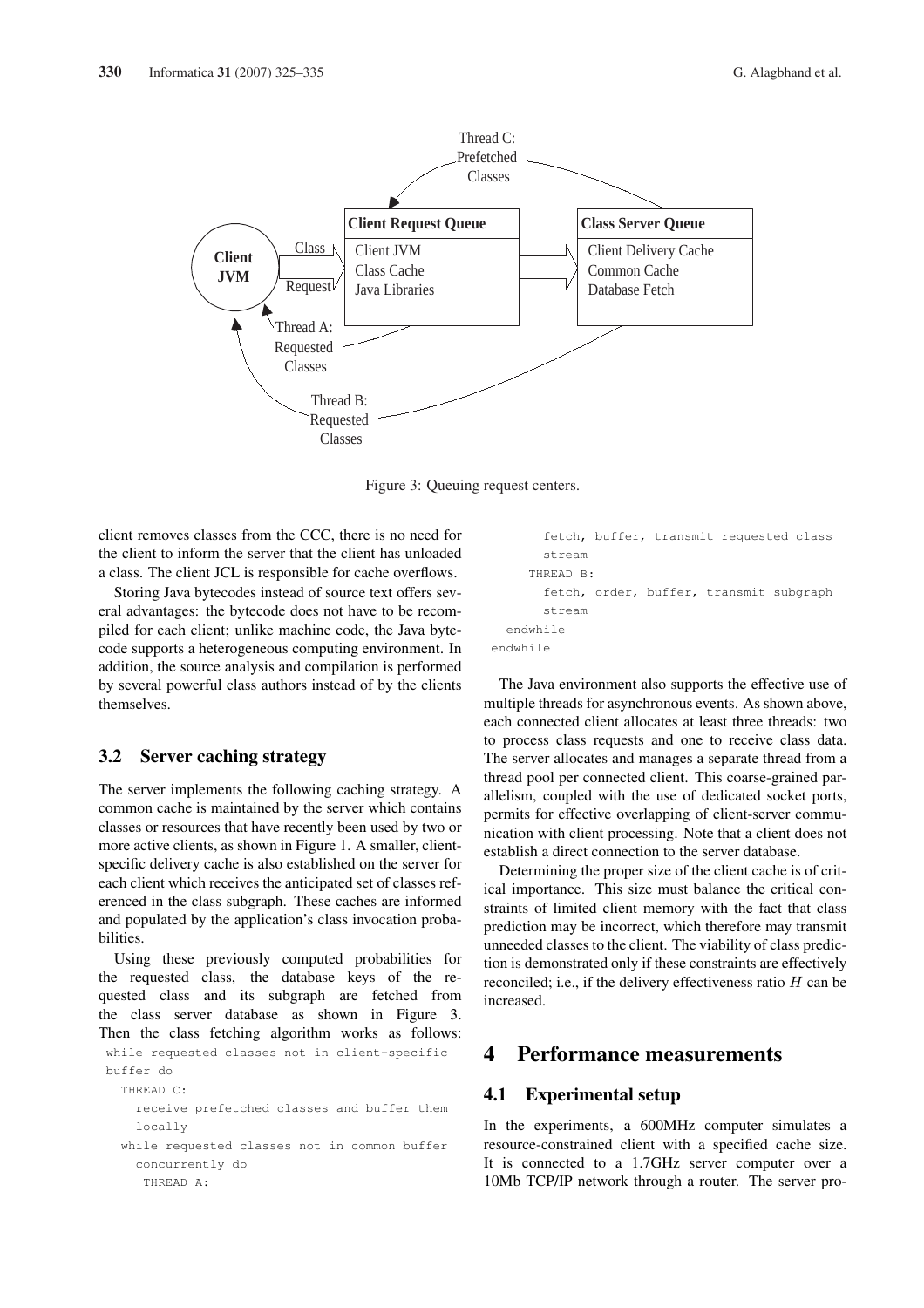Figure 3: Queuing request centers.

client removes classes from the CCC, there is no need for the client to inform the server that the client has unloaded a class. The client JCL is responsible for cache overflows.

Storing Java bytecodes instead of source text offers several advantages: the bytecode does not have to be recompiled for each client; unlike machine code, the Java bytecode supports a heterogeneous computing environment. In addition, the source analysis and compilation is performed by several powerful class authors instead of by the clients themselves.

### 3.2 Server caching strategy

The server implements the following caching strategy. A common cache is maintained by the server which contains classes or resources that have recently been used by two or more active clients, as shown in Figure 1. A smaller, client-specific delivery cache is also established on the server for each client which receives the anticipated set of classes referenced in the class subgraph. These caches are informed and populated by the application's class invocation probabilities.

Using these previously computed probabilities for the requested class, the database keys of the requested class and its subgraph are fetched from the class server database as shown in Figure 3. Then the class fetching algorithm works as follows:

```
while requested classes not in client-specific
buffer do
  THREAD C:
    receive prefetched classes and buffer them
    locally
  while requested classes not in common buffer
    concurrently do
     THREAD A:
      fetch, buffer, transmit requested class
      stream
    THREAD B:
      fetch, order, buffer, transmit subgraph
      stream
  endwhile
endwhile
```

The Java environment also supports the effective use of multiple threads for asynchronous events. As shown above, each connected client allocates at least three threads: two to process class requests and one to receive class data. The server allocates and manages a separate thread from a thread pool per connected client. This coarse-grained parallelism, coupled with the use of dedicated socket ports, permits for effective overlapping of client-server communication with client processing. Note that a client does not establish a direct connection to the server database.

Determining the proper size of the client cache is of critical importance. This size must balance the critical constraints of limited client memory with the fact that class prediction may be incorrect, which therefore may transmit unneeded classes to the client. The viability of class prediction is demonstrated only if these constraints are effectively reconciled; i.e., if the delivery effectiveness ratio $H$ can be increased.

# 4 Performance measurements

## 4.1 Experimental setup

In the experiments, a 600MHz computer simulates a resource-constrained client with a specified cache size. It is connected to a 1.7GHz server computer over a 10Mb TCP/IP network through a router. The server pro-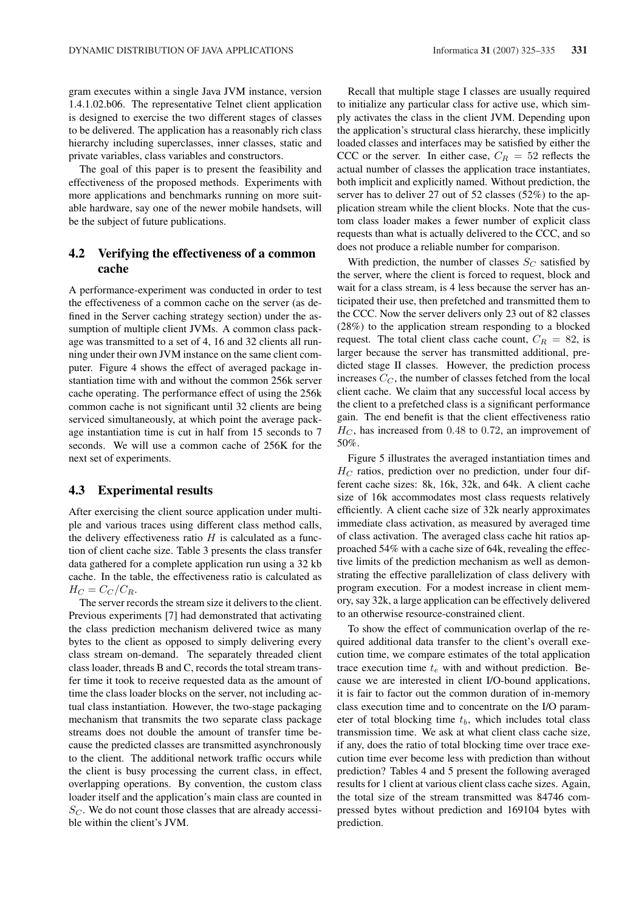gram executes within a single Java JVM instance, version 1.4.1.02.b06. The representative Telnet client application is designed to exercise the two different stages of classes to be delivered. The application has a reasonably rich class hierarchy including superclasses, inner classes, static and private variables, class variables and constructors.

The goal of this paper is to present the feasibility and effectiveness of the proposed methods. Experiments with more applications and benchmarks running on more suitable hardware, say one of the newer mobile handsets, will be the subject of future publications.

## 4.2 Verifying the effectiveness of a common cache

A performance-experiment was conducted in order to test the effectiveness of a common cache on the server (as defined in the Server caching strategy section) under the assumption of multiple client JVMs. A common class package was transmitted to a set of 4, 16 and 32 clients all running under their own JVM instance on the same client computer. Figure 4 shows the effect of averaged package instantiation time with and without the common 256k server cache operating. The performance effect of using the 256k common cache is not significant until 32 clients are being serviced simultaneously, at which point the average package instantiation time is cut in half from 15 seconds to 7 seconds. We will use a common cache of 256K for the next set of experiments.

## 4.3 Experimental results

After exercising the client source application under multiple and various traces using different class method calls, the delivery effectiveness ratio $H$ is calculated as a function of client cache size. Table 3 presents the class transfer data gathered for a complete application run using a 32 kb cache. In the table, the effectiveness ratio is calculated as $H_C = C_C/C_R$.

The server records the stream size it delivers to the client. Previous experiments [7] had demonstrated that activating the class prediction mechanism delivered twice as many bytes to the client as opposed to simply delivering every class stream on-demand. The separately threaded client class loader, threads B and C, records the total stream transfer time it took to receive requested data as the amount of time the class loader blocks on the server, not including actual class instantiation. However, the two-stage packaging mechanism that transmits the two separate class package streams does not double the amount of transfer time because the predicted classes are transmitted asynchronously to the client. The additional network traffic occurs while the client is busy processing the current class, in effect, overlapping operations. By convention, the custom class loader itself and the application's main class are counted in $S_C$. We do not count those classes that are already accessible within the client's JVM.

Recall that multiple stage I classes are usually required to initialize any particular class for active use, which simply activates the class in the client JVM. Depending upon the application's structural class hierarchy, these implicitly loaded classes and interfaces may be satisfied by either the CCC or the server. In either case, $C_R = 52$ reflects the actual number of classes the application trace instantiates, both implicit and explicitly named. Without prediction, the server has to deliver 27 out of 52 classes (52%) to the application stream while the client blocks. Note that the custom class loader makes a fewer number of explicit class requests than what is actually delivered to the CCC, and so does not produce a reliable number for comparison.

With prediction, the number of classes $S_C$ satisfied by the server, where the client is forced to request, block and wait for a class stream, is 4 less because the server has anticipated their use, then prefetched and transmitted them to the CCC. Now the server delivers only 23 out of 82 classes (28%) to the application stream responding to a blocked request. The total client class cache count, $C_R = 82$, is larger because the server has transmitted additional, predicted stage II classes. However, the prediction process increases $C_C$, the number of classes fetched from the local client cache. We claim that any successful local access by the client to a prefetched class is a significant performance gain. The end benefit is that the client effectiveness ratio $H_C$, has increased from $0.48$ to $0.72$, an improvement of 50%.

Figure 5 illustrates the averaged instantiation times and $H_C$ ratios, prediction over no prediction, under four different cache sizes: 8k, 16k, 32k, and 64k. A client cache size of 16k accommodates most class requests relatively efficiently. A client cache size of 32k nearly approximates immediate class activation, as measured by averaged time of class activation. The averaged class cache hit ratios approached 54% with a cache size of 64k, revealing the effective limits of the prediction mechanism as well as demonstrating the effective parallelization of class delivery with program execution. For a modest increase in client memory, say 32k, a large application can be effectively delivered to an otherwise resource-constrained client.

To show the effect of communication overlap of the required additional data transfer to the client's overall execution time, we compare estimates of the total application trace execution time $t_e$ with and without prediction. Because we are interested in client I/O-bound applications, it is fair to factor out the common duration of in-memory class execution time and to concentrate on the I/O parameter of total blocking time $t_b$, which includes total class transmission time. We ask at what client class cache size, if any, does the ratio of total blocking time over trace execution time ever become less with prediction than without prediction? Tables 4 and 5 present the following averaged results for 1 client at various client class cache sizes. Again, the total size of the stream transmitted was 84746 compressed bytes without prediction and 169104 bytes with prediction.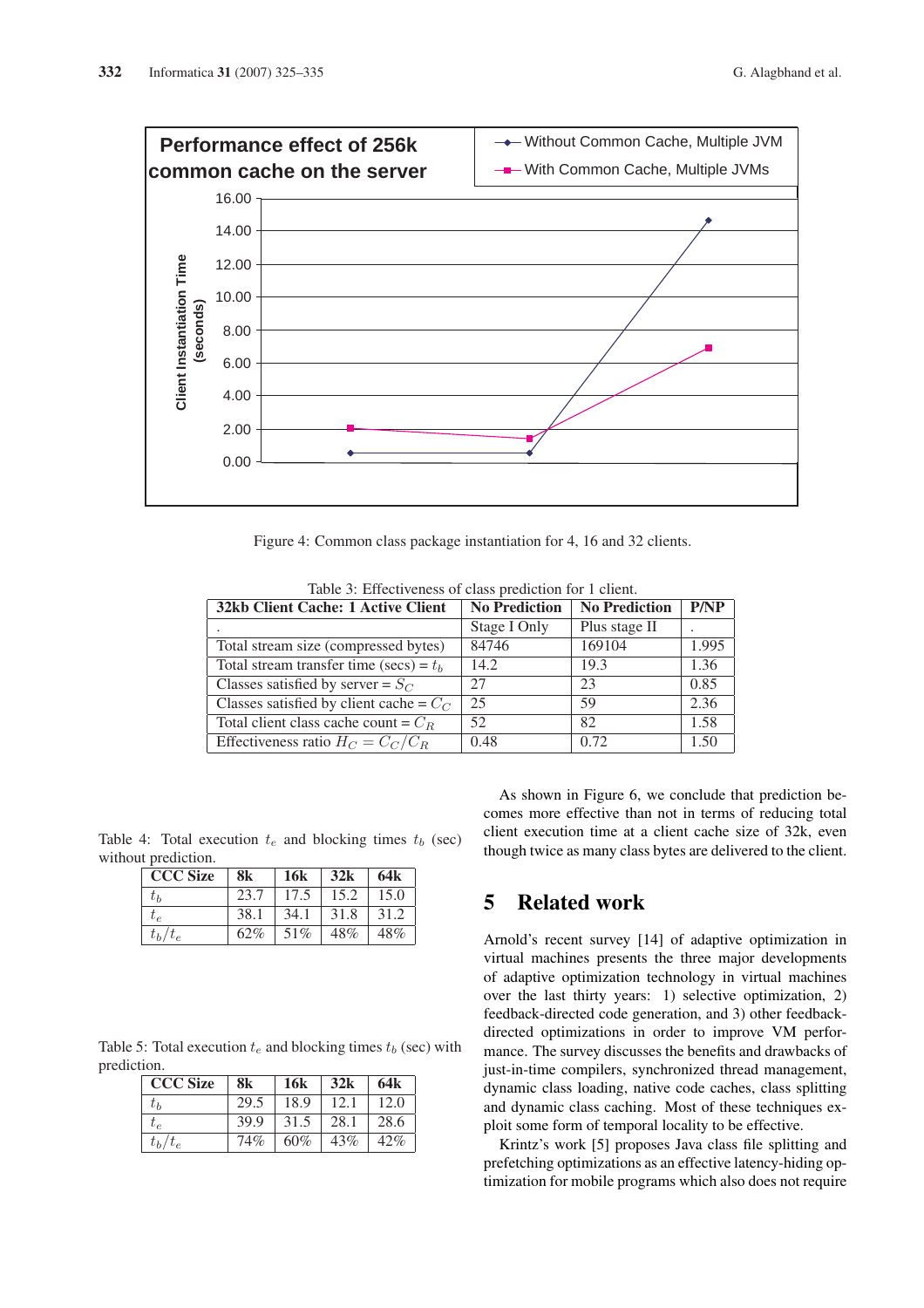Performance effect of 256k common cache on the server

Figure 4: Common class package instantiation for 4, 16 and 32 clients.

Table 3: Effectiveness of class prediction for 1 client.

| 32kb Client Cache: 1 Active Client | No Prediction | No Prediction | P/NP |
|---|---|---|---|
| . | Stage I Only | Plus stage II | . |
| Total stream size (compressed bytes) | 84746 | 169104 | 1.995 |
| Total stream transfer time (secs) = $t_b$ | 14.2 | 19.3 | 1.36 |
| Classes satisfied by server = $S_C$ | 27 | 23 | 0.85 |
| Classes satisfied by client cache = $C_C$ | 25 | 59 | 2.36 |
| Total client class cache count = $C_R$ | 52 | 82 | 1.58 |
| Effectiveness ratio $H_C = C_C/C_R$ | 0.48 | 0.72 | 1.50 |

Table 4: Total execution $t_e$ and blocking times $t_b$ (sec) without prediction.

| CCC Size | 8k | 16k | 32k | 64k |
|---|---|---|---|---|
| $t_b$ | 23.7 | 17.5 | 15.2 | 15.0 |
| $t_e$ | 38.1 | 34.1 | 31.8 | 31.2 |
| $t_b/t_e$ | 62% | 51% | 48% | 48% |

Table 5: Total execution $t_e$ and blocking times $t_b$ (sec) with prediction.

| CCC Size | 8k | 16k | 32k | 64k |
|---|---|---|---|---|
| $t_b$ | 29.5 | 18.9 | 12.1 | 12.0 |
| $t_e$ | 39.9 | 31.5 | 28.1 | 28.6 |
| $t_b/t_e$ | 74% | 60% | 43% | 42% |

As shown in Figure 6, we conclude that prediction becomes more effective than not in terms of reducing total client execution time at a client cache size of 32k, even though twice as many class bytes are delivered to the client.

## 5 Related work

Arnold's recent survey [14] of adaptive optimization in virtual machines presents the three major developments of adaptive optimization technology in virtual machines over the last thirty years: 1) selective optimization, 2) feedback-directed code generation, and 3) other feedback-directed optimizations in order to improve VM performance. The survey discusses the benefits and drawbacks of just-in-time compilers, synchronized thread management, dynamic class loading, native code caches, class splitting and dynamic class caching. Most of these techniques exploit some form of temporal locality to be effective.

Krintz's work [5] proposes Java class file splitting and prefetching optimizations as an effective latency-hiding optimization for mobile programs which also does not require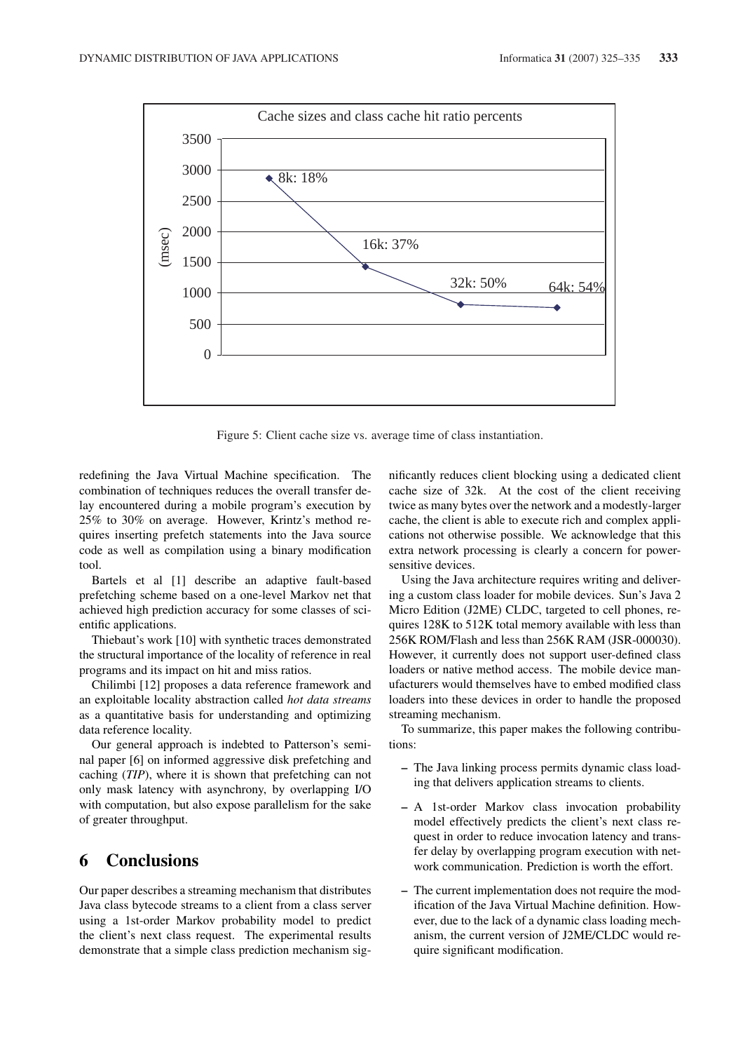Figure 5: Client cache size vs. average time of class instantiation.

redefining the Java Virtual Machine specification. The combination of techniques reduces the overall transfer delay encountered during a mobile program's execution by 25% to 30% on average. However, Krintz's method requires inserting prefetch statements into the Java source code as well as compilation using a binary modification tool.

Bartels et al [1] describe an adaptive fault-based prefetching scheme based on a one-level Markov net that achieved high prediction accuracy for some classes of scientific applications.

Thiebaut's work [10] with synthetic traces demonstrated the structural importance of the locality of reference in real programs and its impact on hit and miss ratios.

Chilimbi [12] proposes a data reference framework and an exploitable locality abstraction called *hot data streams* as a quantitative basis for understanding and optimizing data reference locality.

Our general approach is indebted to Patterson's seminal paper [6] on informed aggressive disk prefetching and caching (*TIP*), where it is shown that prefetching can not only mask latency with asynchrony, by overlapping I/O with computation, but also expose parallelism for the sake of greater throughput.

# 6 Conclusions

Our paper describes a streaming mechanism that distributes Java class bytecode streams to a client from a class server using a 1st-order Markov probability model to predict the client's next class request. The experimental results demonstrate that a simple class prediction mechanism significantly reduces client blocking using a dedicated client cache size of 32k. At the cost of the client receiving twice as many bytes over the network and a modestly-larger cache, the client is able to execute rich and complex applications not otherwise possible. We acknowledge that this extra network processing is clearly a concern for power-sensitive devices.

Using the Java architecture requires writing and delivering a custom class loader for mobile devices. Sun's Java 2 Micro Edition (J2ME) CLDC, targeted to cell phones, requires 128K to 512K total memory available with less than 256K ROM/Flash and less than 256K RAM (JSR-000030). However, it currently does not support user-defined class loaders or native method access. The mobile device manufacturers would themselves have to embed modified class loaders into these devices in order to handle the proposed streaming mechanism.

To summarize, this paper makes the following contributions:

- The Java linking process permits dynamic class loading that delivers application streams to clients.
- A 1st-order Markov class invocation probability model effectively predicts the client's next class request in order to reduce invocation latency and transfer delay by overlapping program execution with network communication. Prediction is worth the effort.
- The current implementation does not require the modification of the Java Virtual Machine definition. However, due to the lack of a dynamic class loading mechanism, the current version of J2ME/CLDC would require significant modification.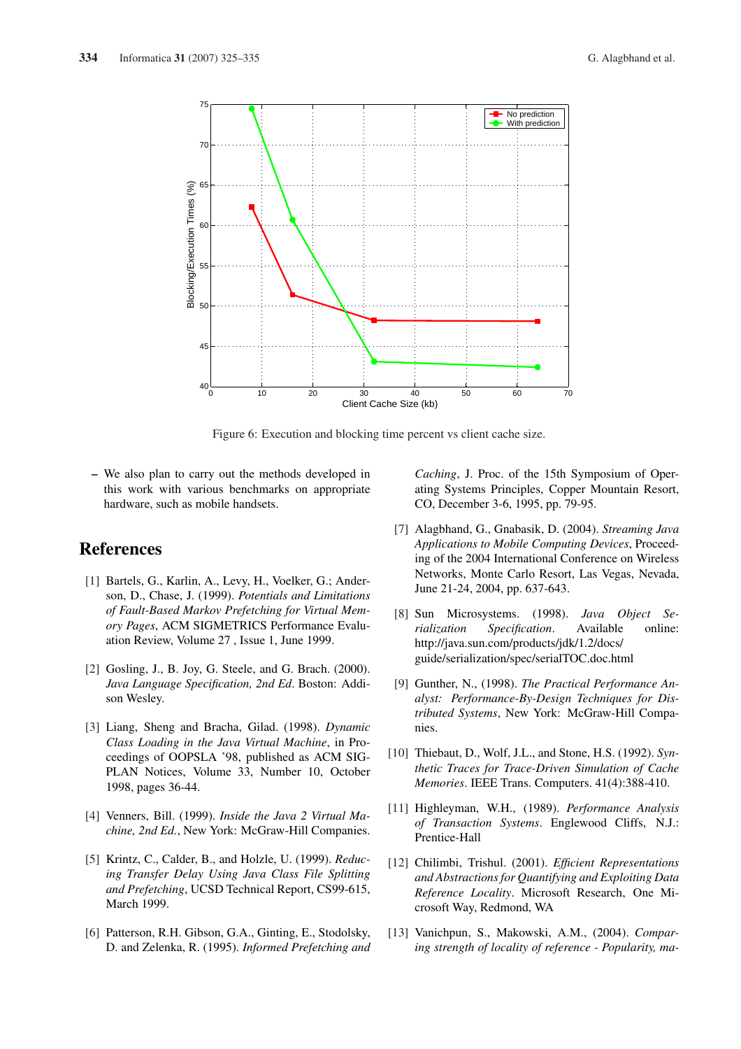Figure 6: Execution and blocking time percent vs client cache size.

– We also plan to carry out the methods developed in this work with various benchmarks on appropriate hardware, such as mobile handsets.

## References

[1] Bartels, G., Karlin, A., Levy, H., Voelker, G.; Anderson, D., Chase, J. (1999). *Potentials and Limitations of Fault-Based Markov Prefetching for Virtual Memory Pages*, ACM SIGMETRICS Performance Evaluation Review, Volume 27 , Issue 1, June 1999.

[2] Gosling, J., B. Joy, G. Steele, and G. Brach. (2000). *Java Language Specification, 2nd Ed*. Boston: Addison Wesley.

[3] Liang, Sheng and Bracha, Gilad. (1998). *Dynamic Class Loading in the Java Virtual Machine*, in Proceedings of OOPSLA '98, published as ACM SIGPLAN Notices, Volume 33, Number 10, October 1998, pages 36-44.

[4] Venners, Bill. (1999). *Inside the Java 2 Virtual Machine, 2nd Ed.*, New York: McGraw-Hill Companies.

[5] Krintz, C., Calder, B., and Holzle, U. (1999). *Reducing Transfer Delay Using Java Class File Splitting and Prefetching*, UCSD Technical Report, CS99-615, March 1999.

[6] Patterson, R.H. Gibson, G.A., Ginting, E., Stodolsky, D. and Zelenka, R. (1995). *Informed Prefetching and Caching*, J. Proc. of the 15th Symposium of Operating Systems Principles, Copper Mountain Resort, CO, December 3-6, 1995, pp. 79-95.

[7] Alagbhand, G., Gnabasik, D. (2004). *Streaming Java Applications to Mobile Computing Devices*, Proceeding of the 2004 International Conference on Wireless Networks, Monte Carlo Resort, Las Vegas, Nevada, June 21-24, 2004, pp. 637-643.

[8] Sun Microsystems. (1998). *Java Object Serialization Specification*. Available online: http://java.sun.com/products/jdk/1.2/docs/guide/serialization/spec/serialTOC.doc.html

[9] Gunther, N., (1998). *The Practical Performance Analyst: Performance-By-Design Techniques for Distributed Systems*, New York: McGraw-Hill Companies.

[10] Thiebaut, D., Wolf, J.L., and Stone, H.S. (1992). *Synthetic Traces for Trace-Driven Simulation of Cache Memories*. IEEE Trans. Computers. 41(4):388-410.

[11] Highleyman, W.H., (1989). *Performance Analysis of Transaction Systems*. Englewood Cliffs, N.J.: Prentice-Hall

[12] Chilimbi, Trishul. (2001). *Efficient Representations and Abstractions for Quantifying and Exploiting Data Reference Locality*. Microsoft Research, One Microsoft Way, Redmond, WA

[13] Vanichpun, S., Makowski, A.M., (2004). *Comparing strength of locality of reference - Popularity, ma-*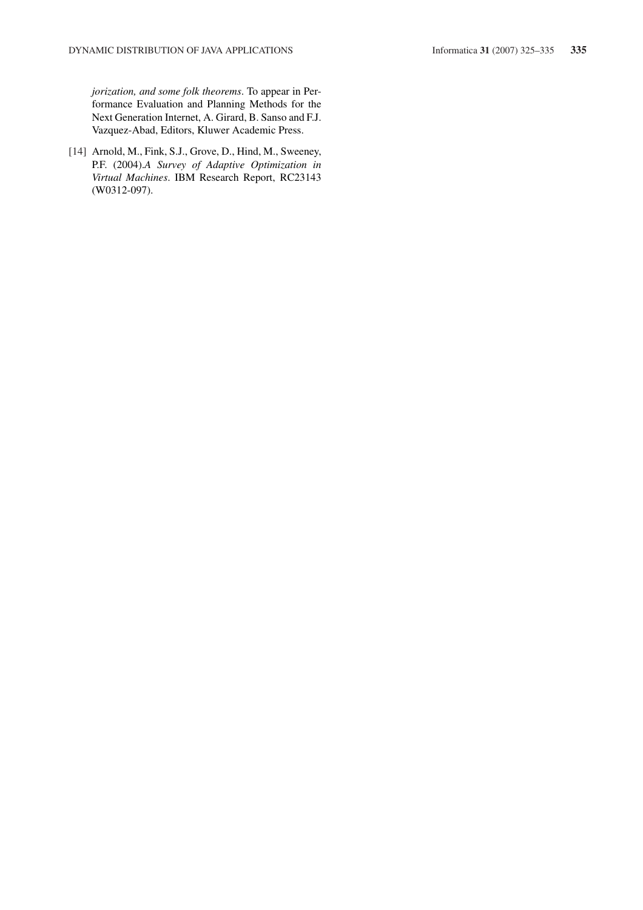*jorization, and some folk theorems*. To appear in Performance Evaluation and Planning Methods for the Next Generation Internet, A. Girard, B. Sanso and F.J. Vazquez-Abad, Editors, Kluwer Academic Press.

[14] Arnold, M., Fink, S.J., Grove, D., Hind, M., Sweeney, P.F. (2004).*A Survey of Adaptive Optimization in Virtual Machines*. IBM Research Report, RC23143 (W0312-097).